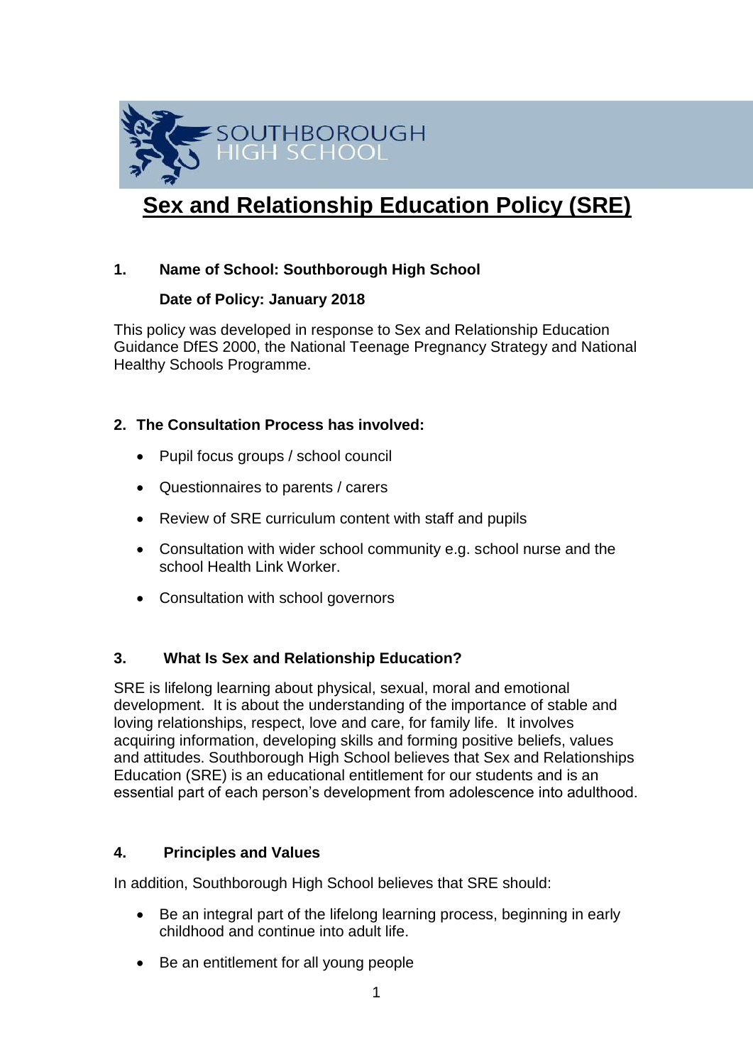SOUTHBOROUGH HIGH SCHOOL

# Sex and Relationship Education Policy (SRE)

**1. Name of School: Southborough High School**

**Date of Policy: January 2018**

This policy was developed in response to Sex and Relationship Education Guidance DfES 2000, the National Teenage Pregnancy Strategy and National Healthy Schools Programme.

## 2. The Consultation Process has involved:

- Pupil focus groups / school council
- Questionnaires to parents / carers
- Review of SRE curriculum content with staff and pupils
- Consultation with wider school community e.g. school nurse and the school Health Link Worker.
- Consultation with school governors

## 3. What Is Sex and Relationship Education?

SRE is lifelong learning about physical, sexual, moral and emotional development. It is about the understanding of the importance of stable and loving relationships, respect, love and care, for family life. It involves acquiring information, developing skills and forming positive beliefs, values and attitudes. Southborough High School believes that Sex and Relationships Education (SRE) is an educational entitlement for our students and is an essential part of each person's development from adolescence into adulthood.

## 4. Principles and Values

In addition, Southborough High School believes that SRE should:

- Be an integral part of the lifelong learning process, beginning in early childhood and continue into adult life.
- Be an entitlement for all young people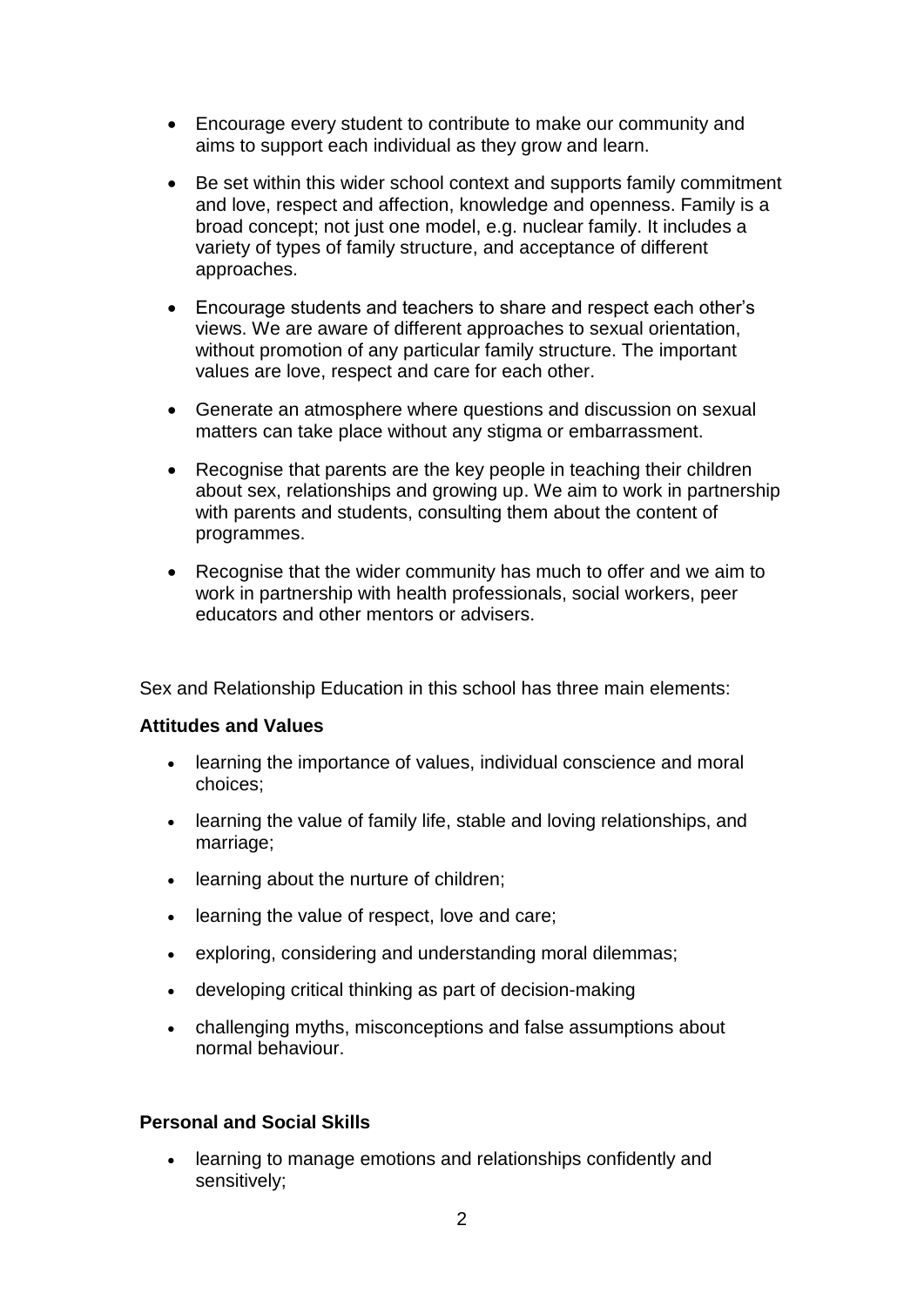- Encourage every student to contribute to make our community and aims to support each individual as they grow and learn.

- Be set within this wider school context and supports family commitment and love, respect and affection, knowledge and openness. Family is a broad concept; not just one model, e.g. nuclear family. It includes a variety of types of family structure, and acceptance of different approaches.

- Encourage students and teachers to share and respect each other's views. We are aware of different approaches to sexual orientation, without promotion of any particular family structure. The important values are love, respect and care for each other.

- Generate an atmosphere where questions and discussion on sexual matters can take place without any stigma or embarrassment.

- Recognise that parents are the key people in teaching their children about sex, relationships and growing up. We aim to work in partnership with parents and students, consulting them about the content of programmes.

- Recognise that the wider community has much to offer and we aim to work in partnership with health professionals, social workers, peer educators and other mentors or advisers.

Sex and Relationship Education in this school has three main elements:

**Attitudes and Values**

- learning the importance of values, individual conscience and moral choices;
- learning the value of family life, stable and loving relationships, and marriage;
- learning about the nurture of children;
- learning the value of respect, love and care;
- exploring, considering and understanding moral dilemmas;
- developing critical thinking as part of decision-making
- challenging myths, misconceptions and false assumptions about normal behaviour.

**Personal and Social Skills**

- learning to manage emotions and relationships confidently and sensitively;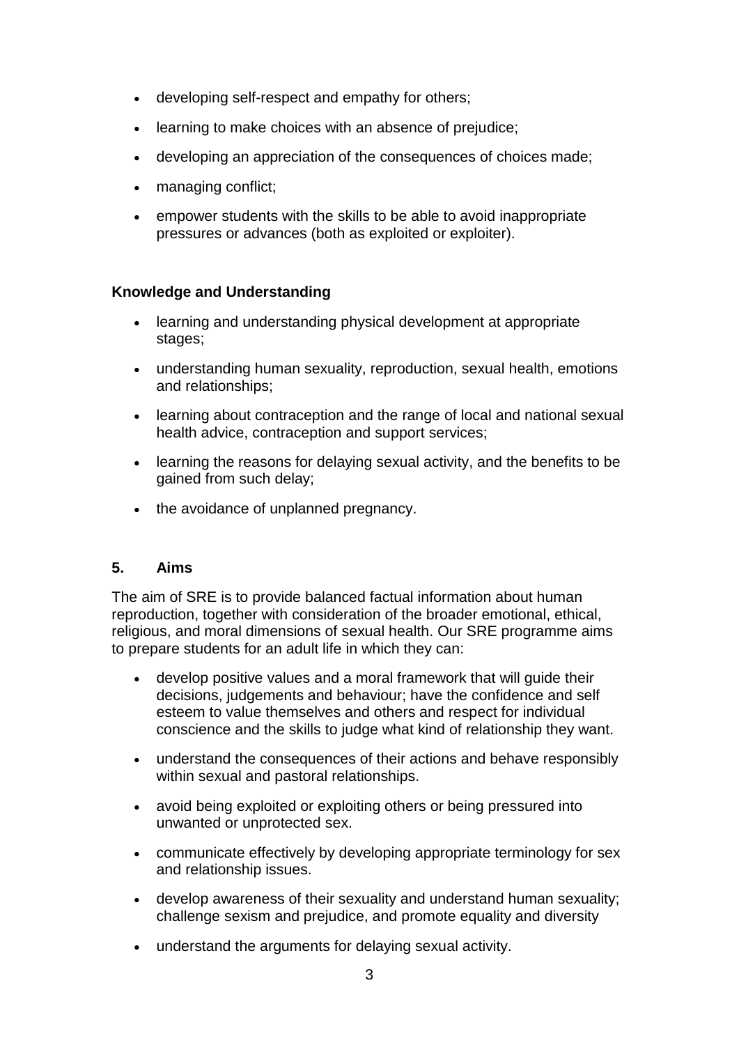- developing self-respect and empathy for others;
- learning to make choices with an absence of prejudice;
- developing an appreciation of the consequences of choices made;
- managing conflict;
- empower students with the skills to be able to avoid inappropriate pressures or advances (both as exploited or exploiter).

**Knowledge and Understanding**

- learning and understanding physical development at appropriate stages;
- understanding human sexuality, reproduction, sexual health, emotions and relationships;
- learning about contraception and the range of local and national sexual health advice, contraception and support services;
- learning the reasons for delaying sexual activity, and the benefits to be gained from such delay;
- the avoidance of unplanned pregnancy.

## 5. Aims

The aim of SRE is to provide balanced factual information about human reproduction, together with consideration of the broader emotional, ethical, religious, and moral dimensions of sexual health. Our SRE programme aims to prepare students for an adult life in which they can:

- develop positive values and a moral framework that will guide their decisions, judgements and behaviour; have the confidence and self esteem to value themselves and others and respect for individual conscience and the skills to judge what kind of relationship they want.
- understand the consequences of their actions and behave responsibly within sexual and pastoral relationships.
- avoid being exploited or exploiting others or being pressured into unwanted or unprotected sex.
- communicate effectively by developing appropriate terminology for sex and relationship issues.
- develop awareness of their sexuality and understand human sexuality; challenge sexism and prejudice, and promote equality and diversity
- understand the arguments for delaying sexual activity.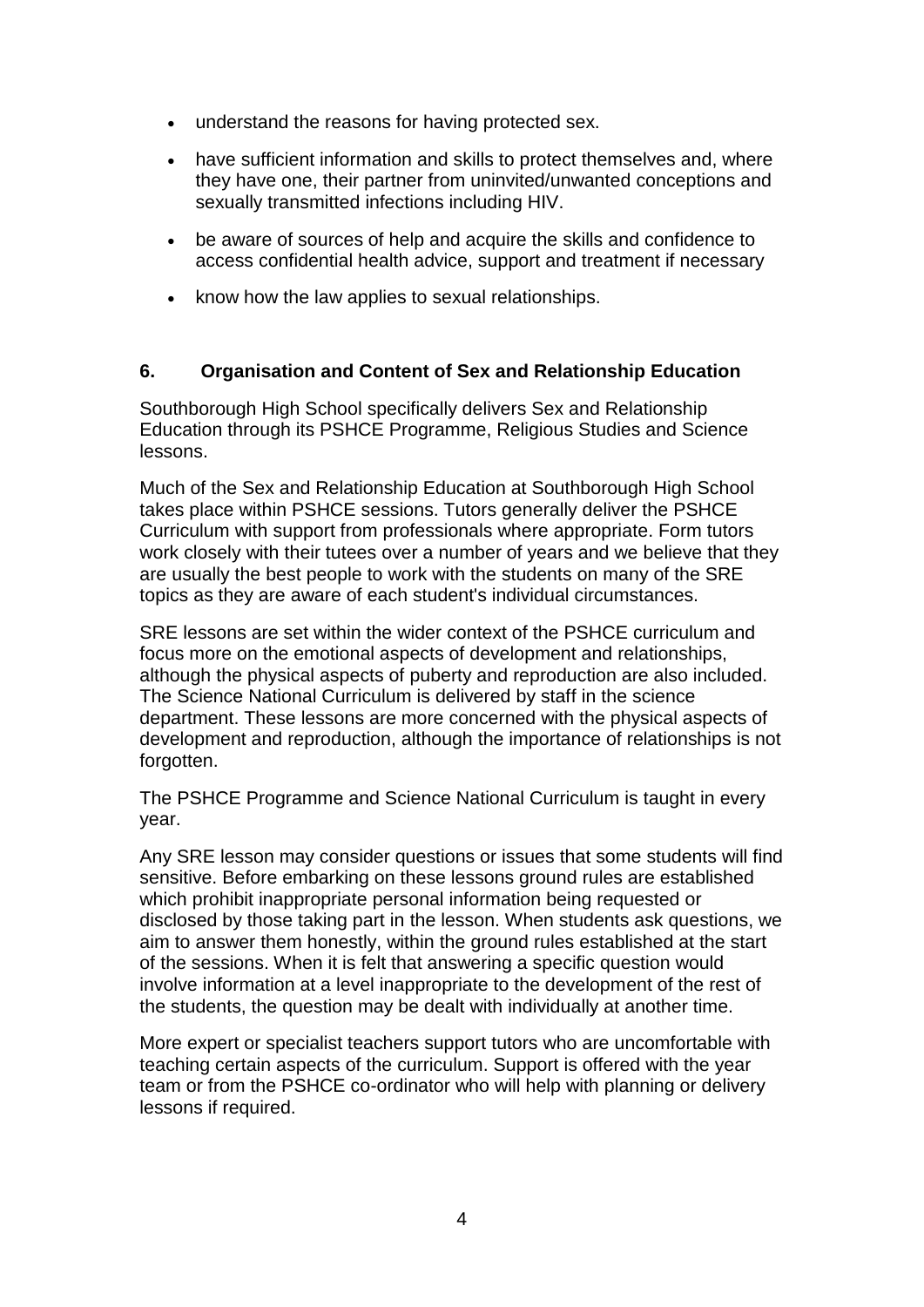- understand the reasons for having protected sex.
- have sufficient information and skills to protect themselves and, where they have one, their partner from uninvited/unwanted conceptions and sexually transmitted infections including HIV.
- be aware of sources of help and acquire the skills and confidence to access confidential health advice, support and treatment if necessary
- know how the law applies to sexual relationships.

## 6. Organisation and Content of Sex and Relationship Education

Southborough High School specifically delivers Sex and Relationship Education through its PSHCE Programme, Religious Studies and Science lessons.

Much of the Sex and Relationship Education at Southborough High School takes place within PSHCE sessions. Tutors generally deliver the PSHCE Curriculum with support from professionals where appropriate. Form tutors work closely with their tutees over a number of years and we believe that they are usually the best people to work with the students on many of the SRE topics as they are aware of each student's individual circumstances.

SRE lessons are set within the wider context of the PSHCE curriculum and focus more on the emotional aspects of development and relationships, although the physical aspects of puberty and reproduction are also included. The Science National Curriculum is delivered by staff in the science department. These lessons are more concerned with the physical aspects of development and reproduction, although the importance of relationships is not forgotten.

The PSHCE Programme and Science National Curriculum is taught in every year.

Any SRE lesson may consider questions or issues that some students will find sensitive. Before embarking on these lessons ground rules are established which prohibit inappropriate personal information being requested or disclosed by those taking part in the lesson. When students ask questions, we aim to answer them honestly, within the ground rules established at the start of the sessions. When it is felt that answering a specific question would involve information at a level inappropriate to the development of the rest of the students, the question may be dealt with individually at another time.

More expert or specialist teachers support tutors who are uncomfortable with teaching certain aspects of the curriculum. Support is offered with the year team or from the PSHCE co-ordinator who will help with planning or delivery lessons if required.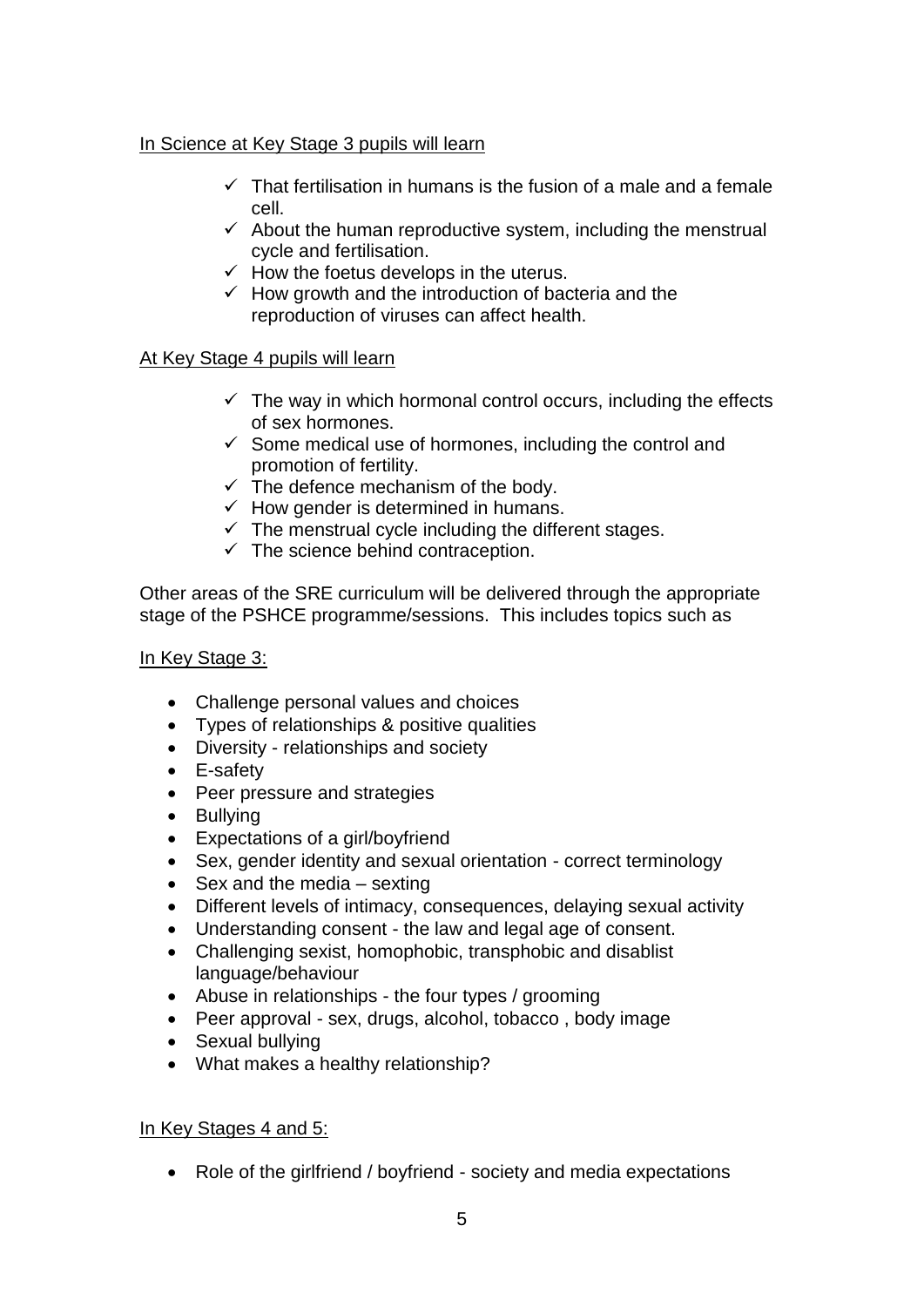In Science at Key Stage 3 pupils will learn

- ✓ That fertilisation in humans is the fusion of a male and a female cell.
- ✓ About the human reproductive system, including the menstrual cycle and fertilisation.
- ✓ How the foetus develops in the uterus.
- ✓ How growth and the introduction of bacteria and the reproduction of viruses can affect health.

At Key Stage 4 pupils will learn

- ✓ The way in which hormonal control occurs, including the effects of sex hormones.
- ✓ Some medical use of hormones, including the control and promotion of fertility.
- ✓ The defence mechanism of the body.
- ✓ How gender is determined in humans.
- ✓ The menstrual cycle including the different stages.
- ✓ The science behind contraception.

Other areas of the SRE curriculum will be delivered through the appropriate stage of the PSHCE programme/sessions. This includes topics such as

In Key Stage 3:

- Challenge personal values and choices
- Types of relationships & positive qualities
- Diversity - relationships and society
- E-safety
- Peer pressure and strategies
- Bullying
- Expectations of a girl/boyfriend
- Sex, gender identity and sexual orientation - correct terminology
- Sex and the media – sexting
- Different levels of intimacy, consequences, delaying sexual activity
- Understanding consent - the law and legal age of consent.
- Challenging sexist, homophobic, transphobic and disablist language/behaviour
- Abuse in relationships - the four types / grooming
- Peer approval - sex, drugs, alcohol, tobacco , body image
- Sexual bullying
- What makes a healthy relationship?

In Key Stages 4 and 5:

- Role of the girlfriend / boyfriend - society and media expectations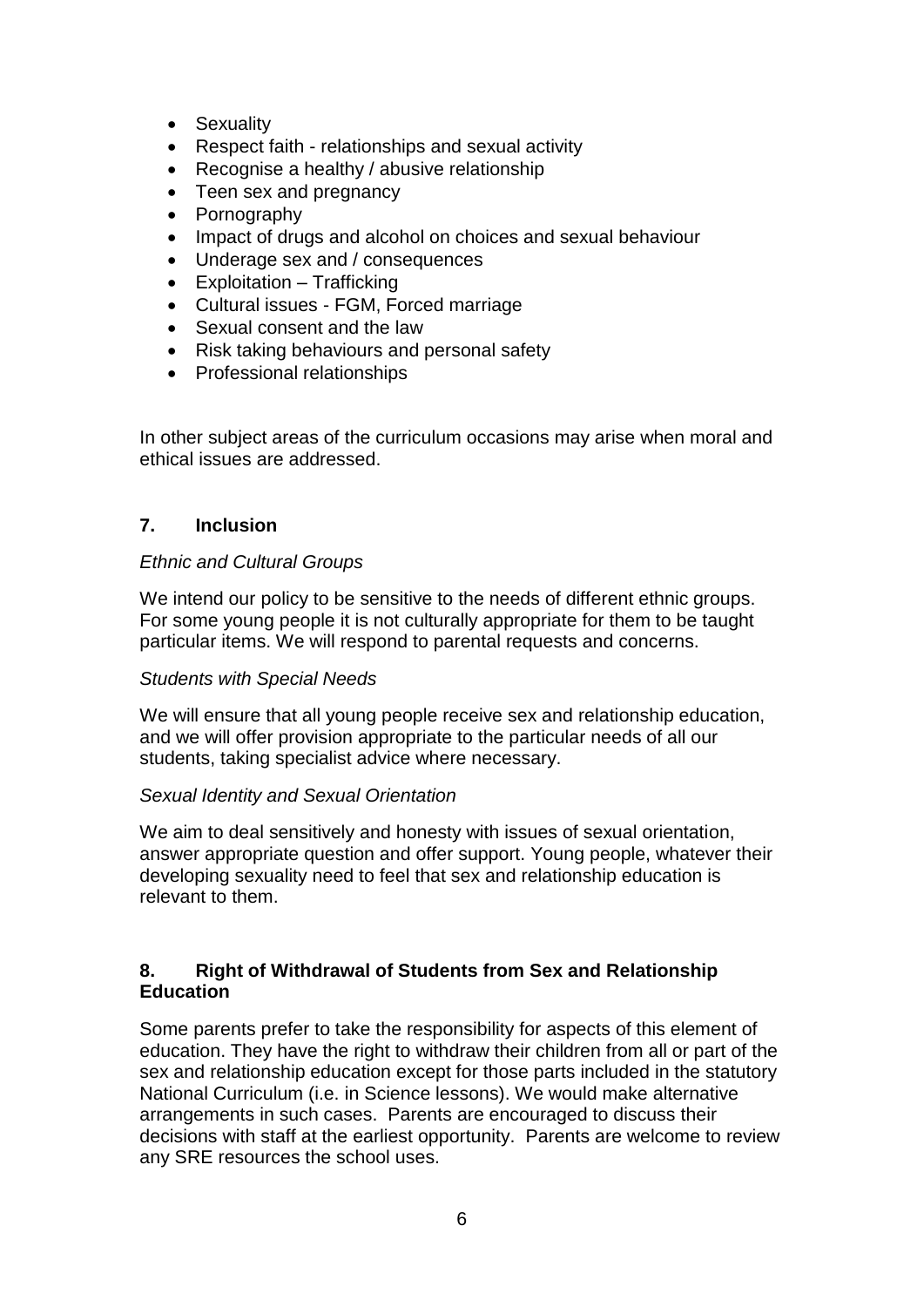- Sexuality
- Respect faith - relationships and sexual activity
- Recognise a healthy / abusive relationship
- Teen sex and pregnancy
- Pornography
- Impact of drugs and alcohol on choices and sexual behaviour
- Underage sex and / consequences
- Exploitation – Trafficking
- Cultural issues - FGM, Forced marriage
- Sexual consent and the law
- Risk taking behaviours and personal safety
- Professional relationships

In other subject areas of the curriculum occasions may arise when moral and ethical issues are addressed.

## 7. Inclusion

*Ethnic and Cultural Groups*

We intend our policy to be sensitive to the needs of different ethnic groups. For some young people it is not culturally appropriate for them to be taught particular items. We will respond to parental requests and concerns.

*Students with Special Needs*

We will ensure that all young people receive sex and relationship education, and we will offer provision appropriate to the particular needs of all our students, taking specialist advice where necessary.

*Sexual Identity and Sexual Orientation*

We aim to deal sensitively and honesty with issues of sexual orientation, answer appropriate question and offer support. Young people, whatever their developing sexuality need to feel that sex and relationship education is relevant to them.

## 8. Right of Withdrawal of Students from Sex and Relationship Education

Some parents prefer to take the responsibility for aspects of this element of education. They have the right to withdraw their children from all or part of the sex and relationship education except for those parts included in the statutory National Curriculum (i.e. in Science lessons). We would make alternative arrangements in such cases. Parents are encouraged to discuss their decisions with staff at the earliest opportunity. Parents are welcome to review any SRE resources the school uses.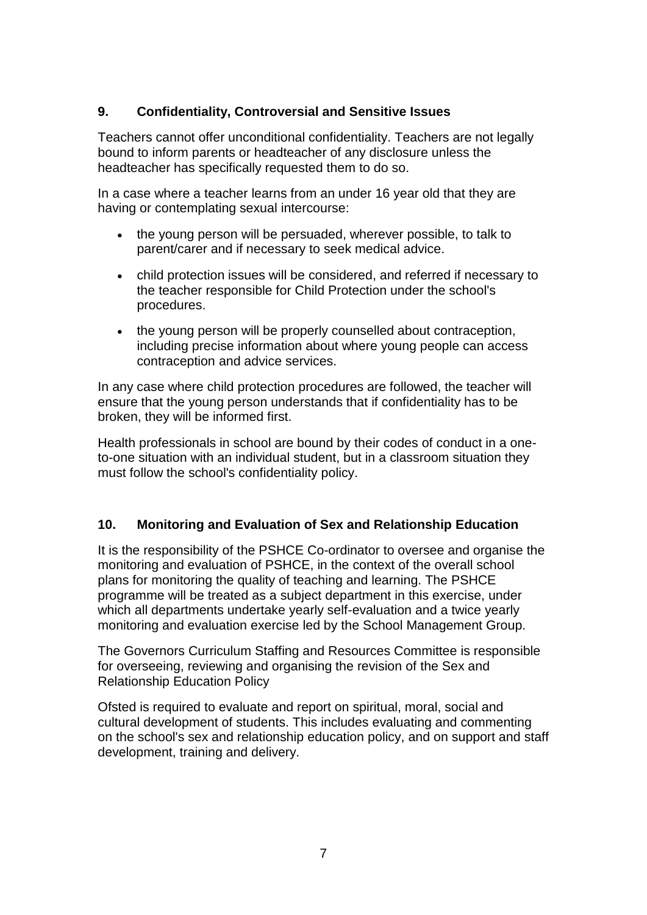## 9. Confidentiality, Controversial and Sensitive Issues

Teachers cannot offer unconditional confidentiality. Teachers are not legally bound to inform parents or headteacher of any disclosure unless the headteacher has specifically requested them to do so.

In a case where a teacher learns from an under 16 year old that they are having or contemplating sexual intercourse:

- the young person will be persuaded, wherever possible, to talk to parent/carer and if necessary to seek medical advice.
- child protection issues will be considered, and referred if necessary to the teacher responsible for Child Protection under the school's procedures.
- the young person will be properly counselled about contraception, including precise information about where young people can access contraception and advice services.

In any case where child protection procedures are followed, the teacher will ensure that the young person understands that if confidentiality has to be broken, they will be informed first.

Health professionals in school are bound by their codes of conduct in a one-to-one situation with an individual student, but in a classroom situation they must follow the school's confidentiality policy.

## 10. Monitoring and Evaluation of Sex and Relationship Education

It is the responsibility of the PSHCE Co-ordinator to oversee and organise the monitoring and evaluation of PSHCE, in the context of the overall school plans for monitoring the quality of teaching and learning. The PSHCE programme will be treated as a subject department in this exercise, under which all departments undertake yearly self-evaluation and a twice yearly monitoring and evaluation exercise led by the School Management Group.

The Governors Curriculum Staffing and Resources Committee is responsible for overseeing, reviewing and organising the revision of the Sex and Relationship Education Policy

Ofsted is required to evaluate and report on spiritual, moral, social and cultural development of students. This includes evaluating and commenting on the school's sex and relationship education policy, and on support and staff development, training and delivery.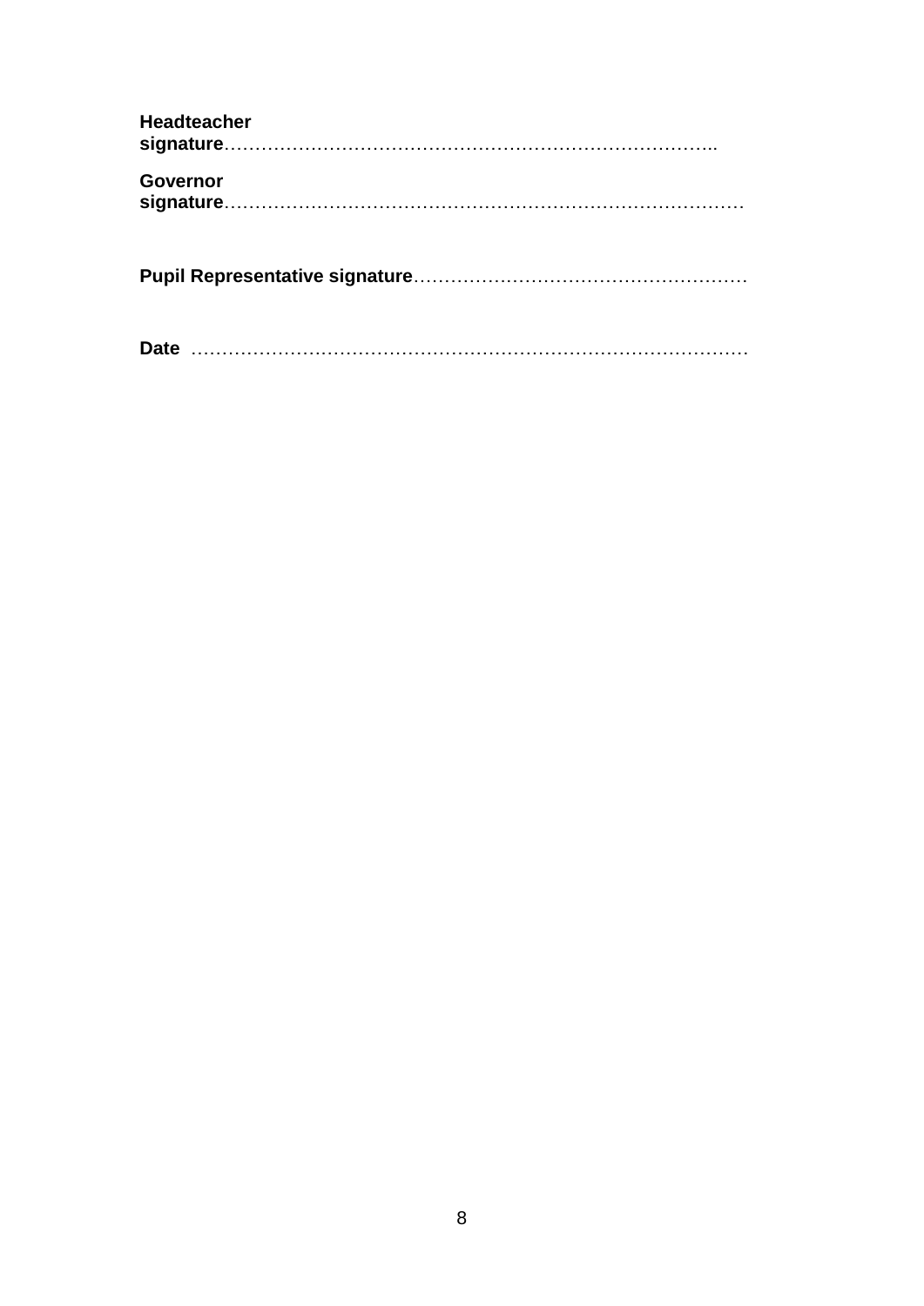**Headteacher signature**……………………………………………………………………..

**Governor signature**…………………………………………………………………………

**Pupil Representative signature**………………………………………………

**Date** ………………………………………………………………………………